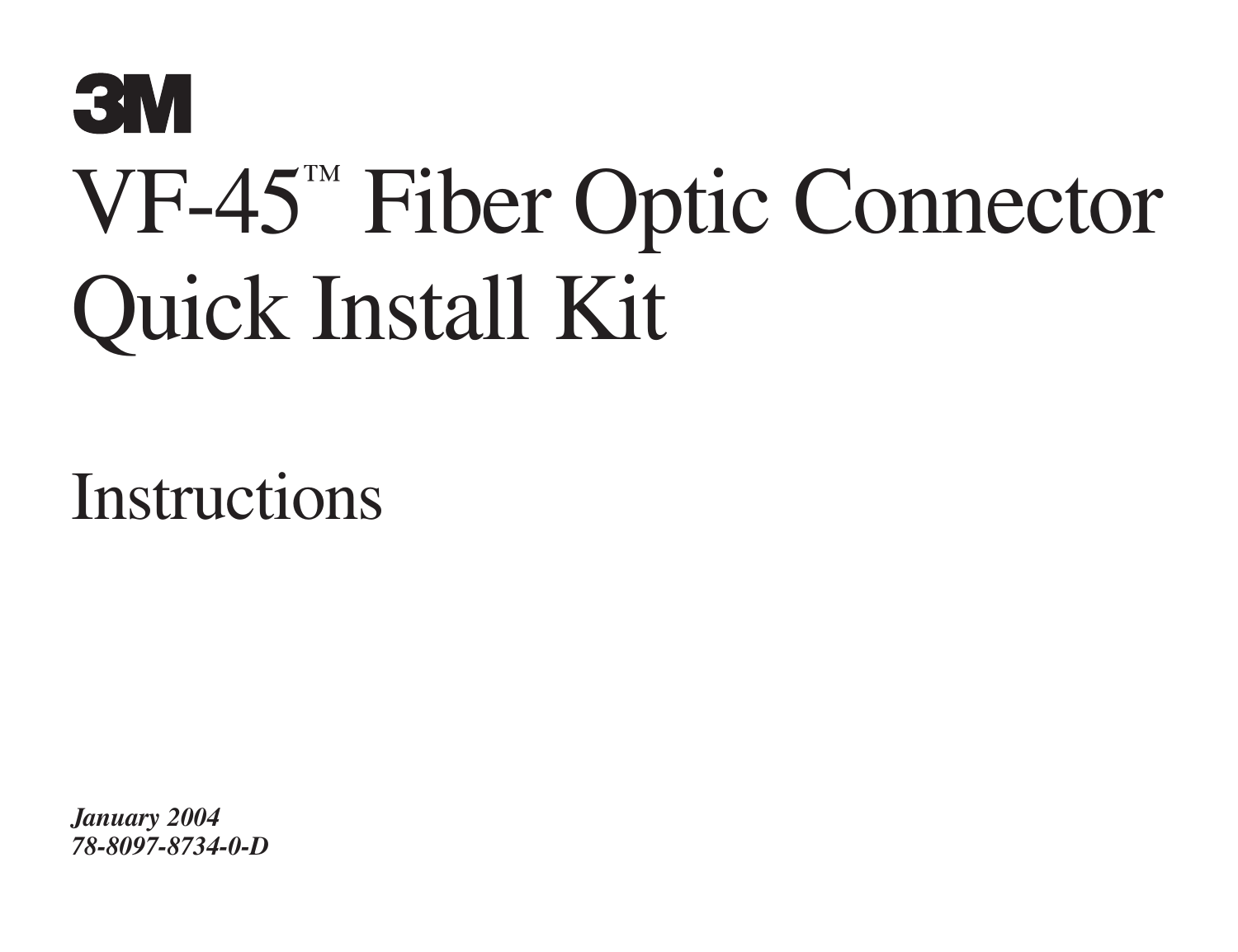3M

# VF-45™ Fiber Optic Connector Quick Install Kit

## Instructions

***January 2004***
***78-8097-8734-0-D***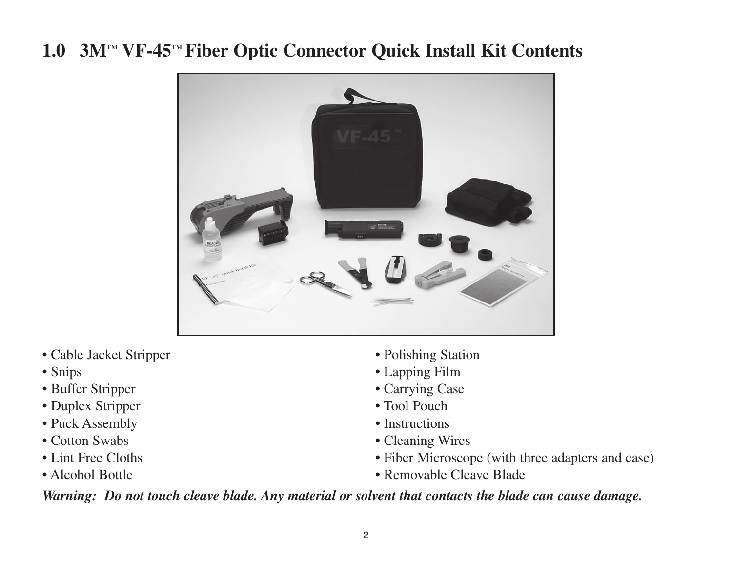# 1.0 3M™ VF-45™ Fiber Optic Connector Quick Install Kit Contents

- Cable Jacket Stripper
- Snips
- Buffer Stripper
- Duplex Stripper
- Puck Assembly
- Cotton Swabs
- Lint Free Cloths
- Alcohol Bottle
- Polishing Station
- Lapping Film
- Carrying Case
- Tool Pouch
- Instructions
- Cleaning Wires
- Fiber Microscope (with three adapters and case)
- Removable Cleave Blade

***Warning: Do not touch cleave blade. Any material or solvent that contacts the blade can cause damage.***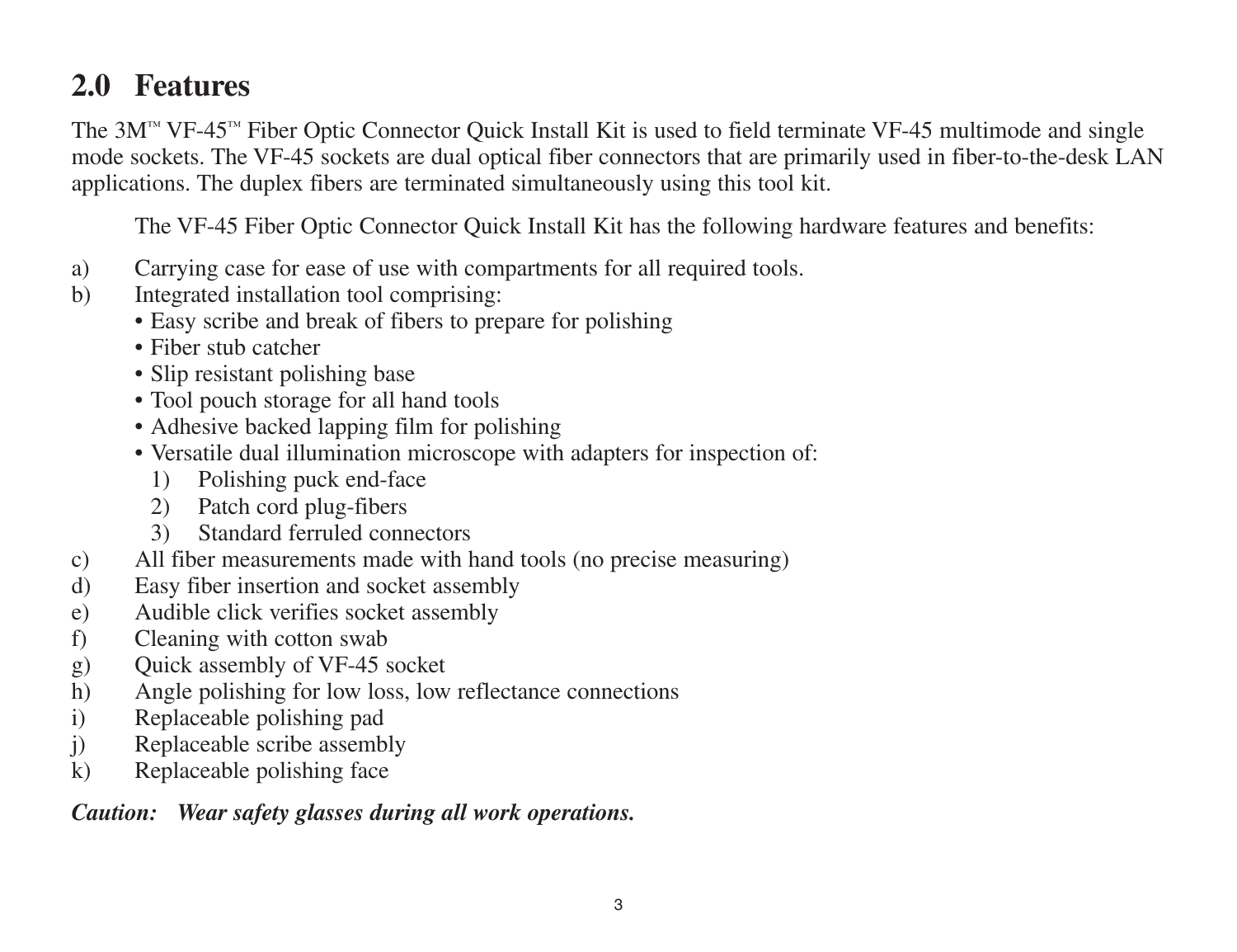## 2.0 Features

The 3M™ VF-45™ Fiber Optic Connector Quick Install Kit is used to field terminate VF-45 multimode and single mode sockets. The VF-45 sockets are dual optical fiber connectors that are primarily used in fiber-to-the-desk LAN applications. The duplex fibers are terminated simultaneously using this tool kit.

The VF-45 Fiber Optic Connector Quick Install Kit has the following hardware features and benefits:

a) Carrying case for ease of use with compartments for all required tools.

b) Integrated installation tool comprising:
   - Easy scribe and break of fibers to prepare for polishing
   - Fiber stub catcher
   - Slip resistant polishing base
   - Tool pouch storage for all hand tools
   - Adhesive backed lapping film for polishing
   - Versatile dual illumination microscope with adapters for inspection of:
     1) Polishing puck end-face
     2) Patch cord plug-fibers
     3) Standard ferruled connectors

c) All fiber measurements made with hand tools (no precise measuring)

d) Easy fiber insertion and socket assembly

e) Audible click verifies socket assembly

f) Cleaning with cotton swab

g) Quick assembly of VF-45 socket

h) Angle polishing for low loss, low reflectance connections

i) Replaceable polishing pad

j) Replaceable scribe assembly

k) Replaceable polishing face

***Caution: Wear safety glasses during all work operations.***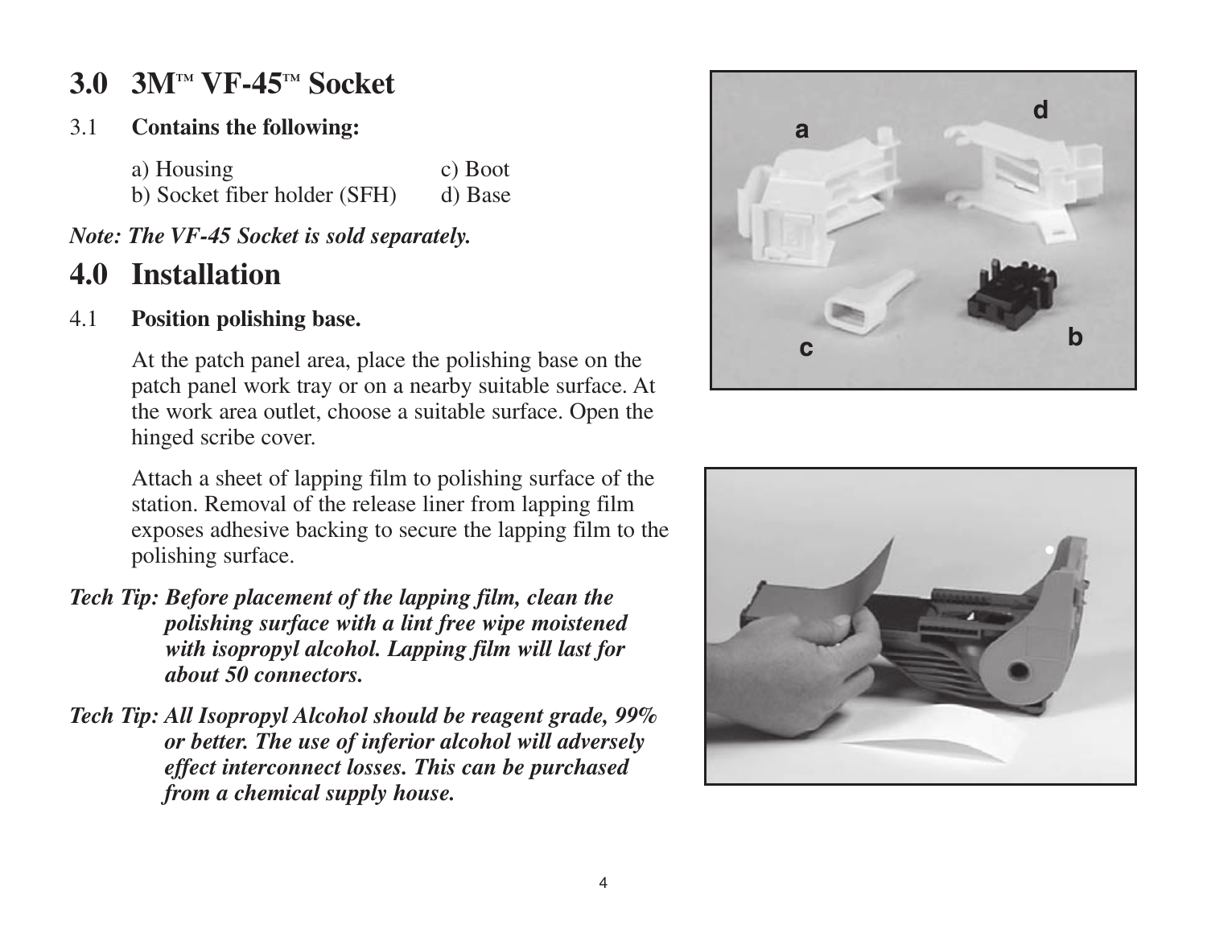## 3.0 3M™ VF-45™ Socket

3.1 **Contains the following:**

| | |
|---|---|
| a) Housing | c) Boot |
| b) Socket fiber holder (SFH) | d) Base |

***Note: The VF-45 Socket is sold separately.***

## 4.0 Installation

4.1 **Position polishing base.**

At the patch panel area, place the polishing base on the patch panel work tray or on a nearby suitable surface. At the work area outlet, choose a suitable surface. Open the hinged scribe cover.

Attach a sheet of lapping film to polishing surface of the station. Removal of the release liner from lapping film exposes adhesive backing to secure the lapping film to the polishing surface.

***Tech Tip: Before placement of the lapping film, clean the polishing surface with a lint free wipe moistened with isopropyl alcohol. Lapping film will last for about 50 connectors.***

***Tech Tip: All Isopropyl Alcohol should be reagent grade, 99% or better. The use of inferior alcohol will adversely effect interconnect losses. This can be purchased from a chemical supply house.***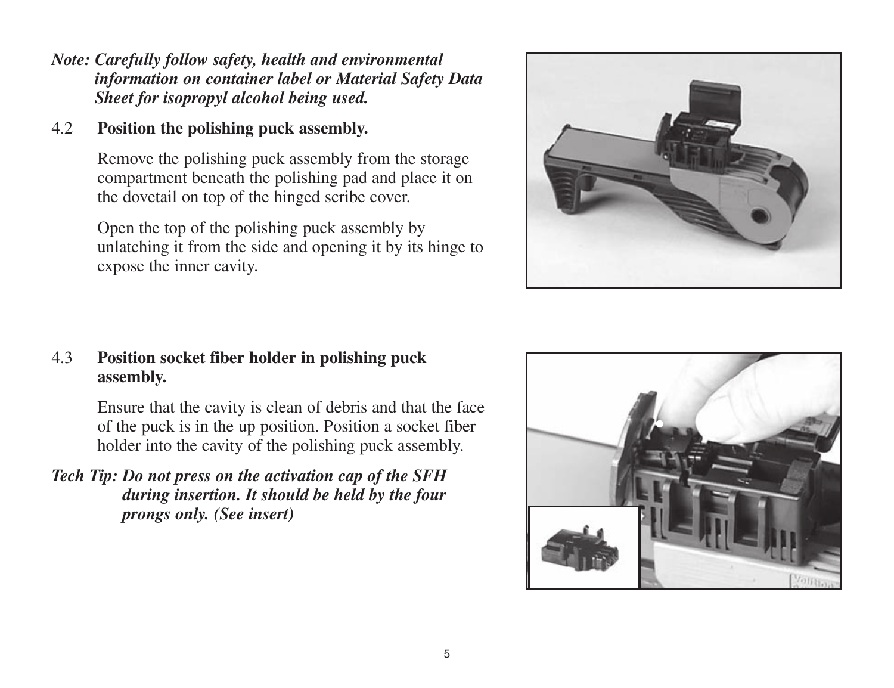***Note: Carefully follow safety, health and environmental information on container label or Material Safety Data Sheet for isopropyl alcohol being used.***

4.2 **Position the polishing puck assembly.**

Remove the polishing puck assembly from the storage compartment beneath the polishing pad and place it on the dovetail on top of the hinged scribe cover.

Open the top of the polishing puck assembly by unlatching it from the side and opening it by its hinge to expose the inner cavity.

4.3 **Position socket fiber holder in polishing puck assembly.**

Ensure that the cavity is clean of debris and that the face of the puck is in the up position. Position a socket fiber holder into the cavity of the polishing puck assembly.

***Tech Tip: Do not press on the activation cap of the SFH during insertion. It should be held by the four prongs only. (See insert)***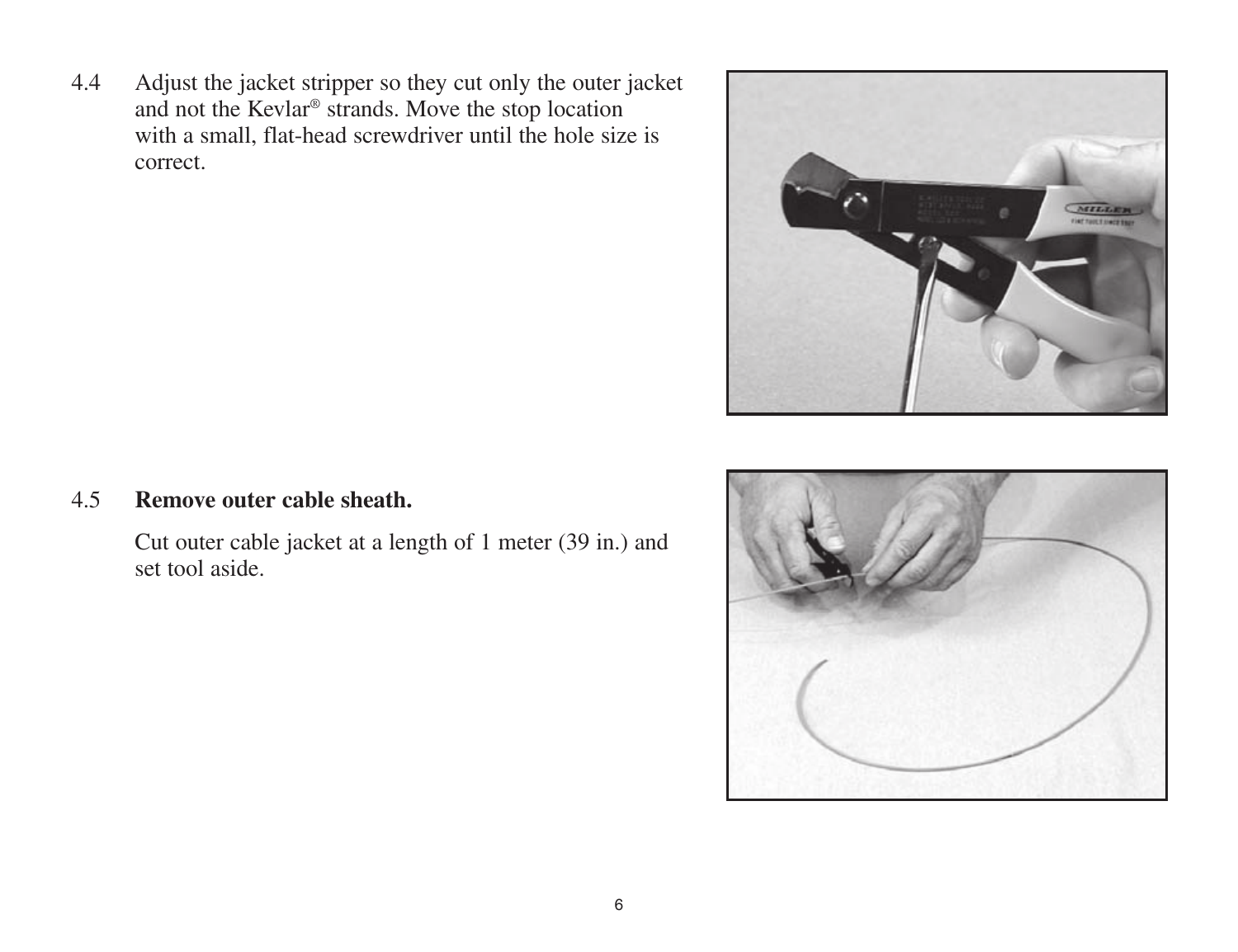4.4 Adjust the jacket stripper so they cut only the outer jacket and not the Kevlar® strands. Move the stop location with a small, flat-head screwdriver until the hole size is correct.

4.5 **Remove outer cable sheath.**

Cut outer cable jacket at a length of 1 meter (39 in.) and set tool aside.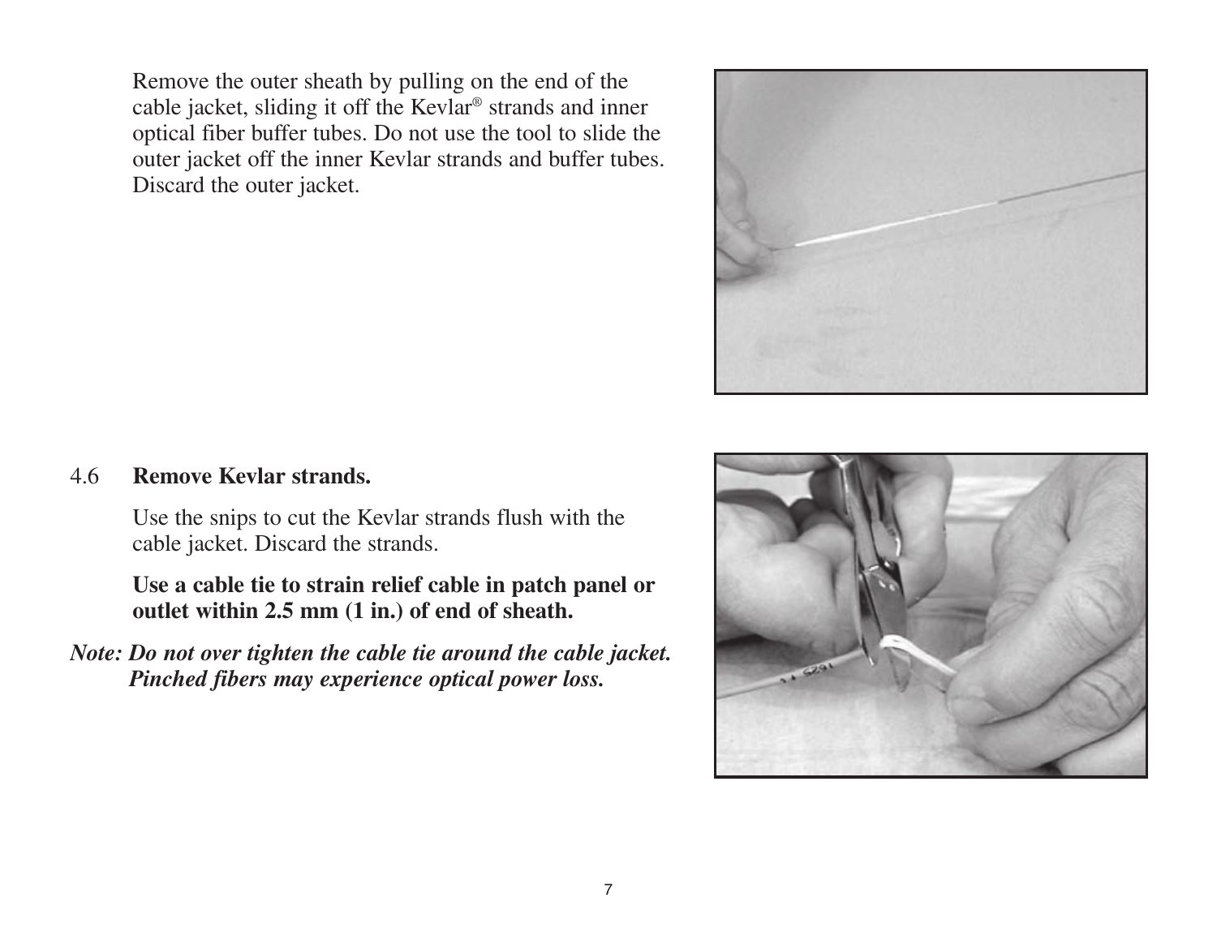Remove the outer sheath by pulling on the end of the cable jacket, sliding it off the Kevlar® strands and inner optical fiber buffer tubes. Do not use the tool to slide the outer jacket off the inner Kevlar strands and buffer tubes. Discard the outer jacket.

4.6 **Remove Kevlar strands.**

Use the snips to cut the Kevlar strands flush with the cable jacket. Discard the strands.

**Use a cable tie to strain relief cable in patch panel or outlet within 2.5 mm (1 in.) of end of sheath.**

***Note: Do not over tighten the cable tie around the cable jacket. Pinched fibers may experience optical power loss.***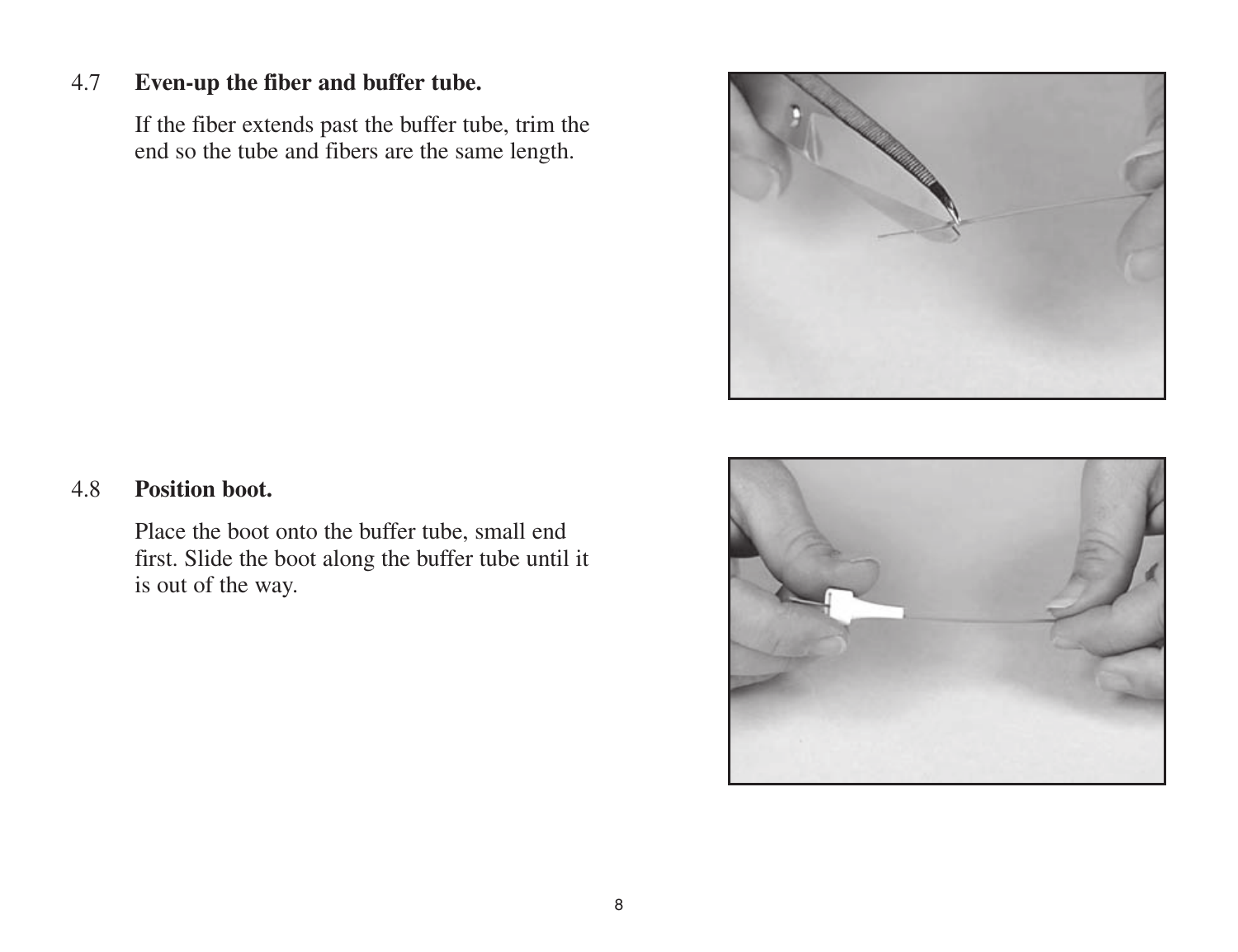### 4.7 Even-up the fiber and buffer tube.

If the fiber extends past the buffer tube, trim the end so the tube and fibers are the same length.

### 4.8 Position boot.

Place the boot onto the buffer tube, small end first. Slide the boot along the buffer tube until it is out of the way.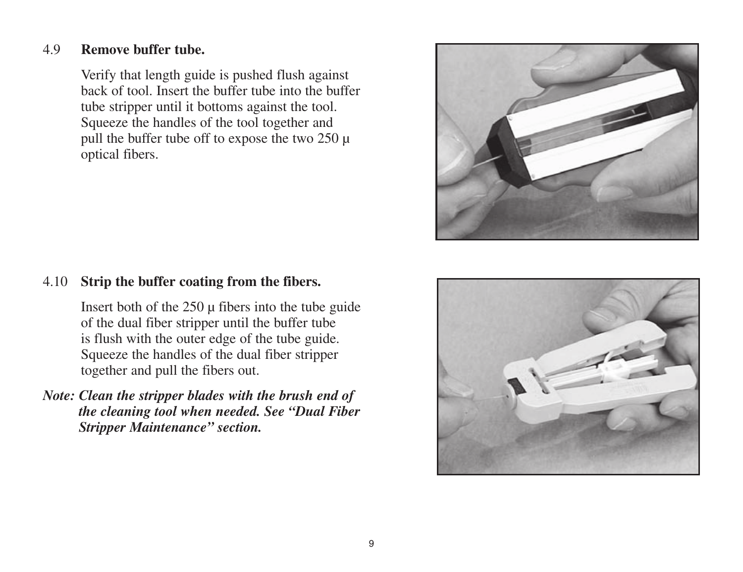### 4.9 Remove buffer tube.

Verify that length guide is pushed flush against back of tool. Insert the buffer tube into the buffer tube stripper until it bottoms against the tool. Squeeze the handles of the tool together and pull the buffer tube off to expose the two 250 μ optical fibers.

### 4.10 Strip the buffer coating from the fibers.

Insert both of the 250 μ fibers into the tube guide of the dual fiber stripper until the buffer tube is flush with the outer edge of the tube guide. Squeeze the handles of the dual fiber stripper together and pull the fibers out.

***Note: Clean the stripper blades with the brush end of the cleaning tool when needed. See "Dual Fiber Stripper Maintenance" section.***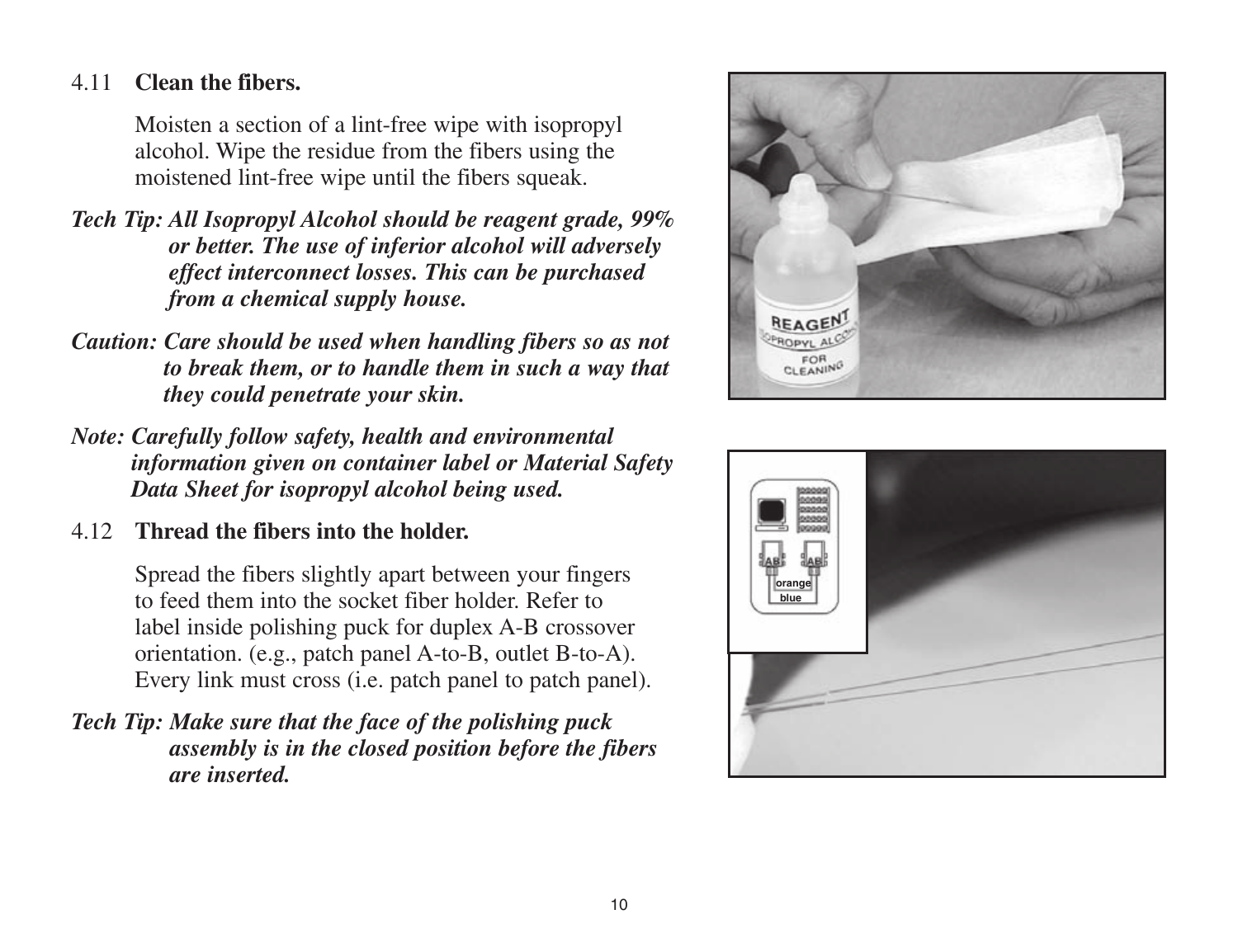4.11 **Clean the fibers.**

Moisten a section of a lint-free wipe with isopropyl alcohol. Wipe the residue from the fibers using the moistened lint-free wipe until the fibers squeak.

***Tech Tip:** All Isopropyl Alcohol should be reagent grade, 99% or better. The use of inferior alcohol will adversely effect interconnect losses. This can be purchased from a chemical supply house.*

***Caution:** Care should be used when handling fibers so as not to break them, or to handle them in such a way that they could penetrate your skin.*

***Note:** Carefully follow safety, health and environmental information given on container label or Material Safety Data Sheet for isopropyl alcohol being used.*

4.12 **Thread the fibers into the holder.**

Spread the fibers slightly apart between your fingers to feed them into the socket fiber holder. Refer to label inside polishing puck for duplex A-B crossover orientation. (e.g., patch panel A-to-B, outlet B-to-A). Every link must cross (i.e. patch panel to patch panel).

***Tech Tip:** Make sure that the face of the polishing puck assembly is in the closed position before the fibers are inserted.*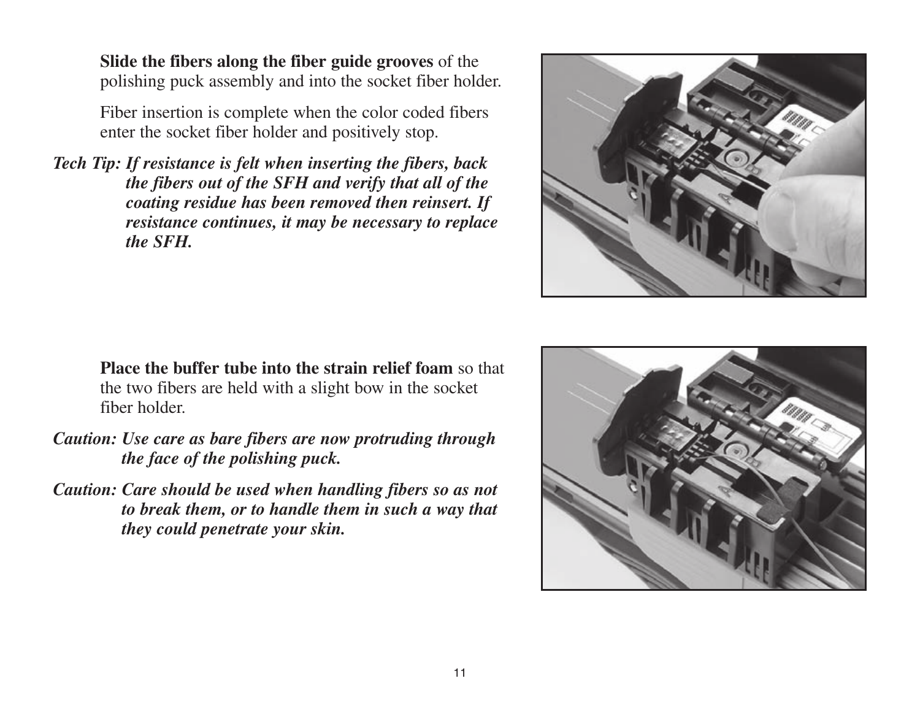**Slide the fibers along the fiber guide grooves** of the polishing puck assembly and into the socket fiber holder.

Fiber insertion is complete when the color coded fibers enter the socket fiber holder and positively stop.

***Tech Tip: If resistance is felt when inserting the fibers, back the fibers out of the SFH and verify that all of the coating residue has been removed then reinsert. If resistance continues, it may be necessary to replace the SFH.***

**Place the buffer tube into the strain relief foam** so that the two fibers are held with a slight bow in the socket fiber holder.

***Caution: Use care as bare fibers are now protruding through the face of the polishing puck.***

***Caution: Care should be used when handling fibers so as not to break them, or to handle them in such a way that they could penetrate your skin.***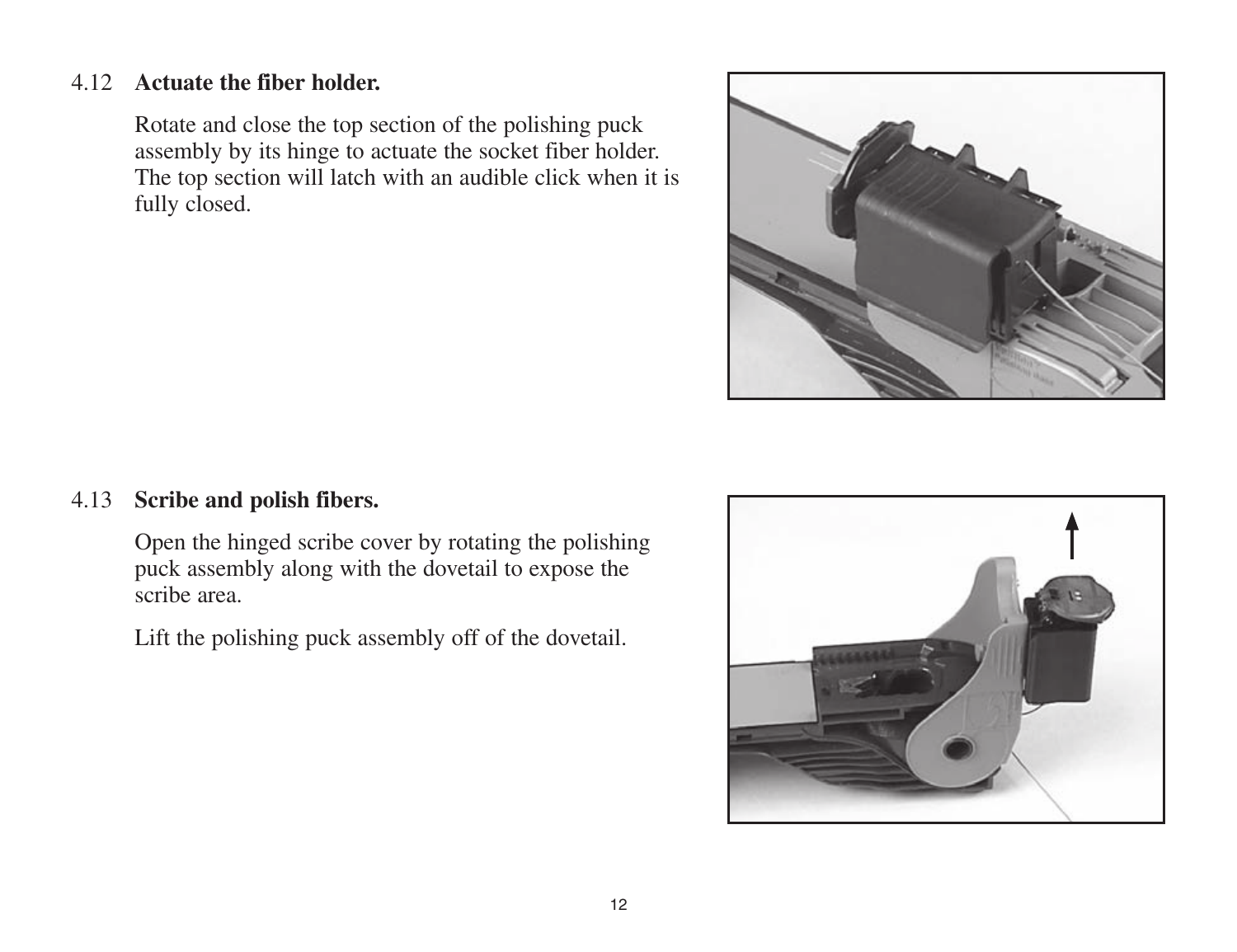4.12 **Actuate the fiber holder.**

Rotate and close the top section of the polishing puck assembly by its hinge to actuate the socket fiber holder. The top section will latch with an audible click when it is fully closed.

4.13 **Scribe and polish fibers.**

Open the hinged scribe cover by rotating the polishing puck assembly along with the dovetail to expose the scribe area.

Lift the polishing puck assembly off of the dovetail.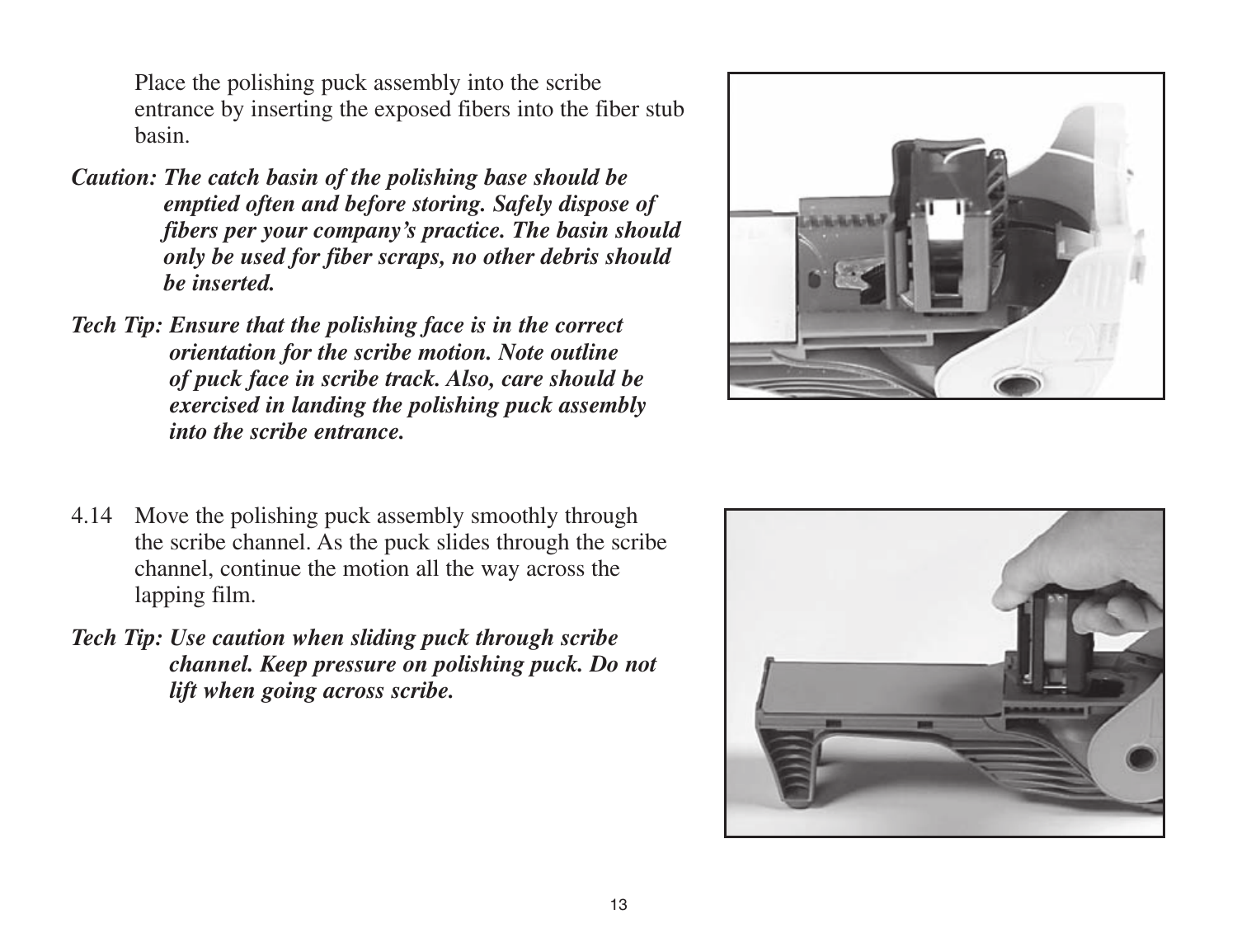Place the polishing puck assembly into the scribe entrance by inserting the exposed fibers into the fiber stub basin.

***Caution:* *The catch basin of the polishing base should be emptied often and before storing. Safely dispose of fibers per your company's practice. The basin should only be used for fiber scraps, no other debris should be inserted.***

***Tech Tip:* *Ensure that the polishing face is in the correct orientation for the scribe motion. Note outline of puck face in scribe track. Also, care should be exercised in landing the polishing puck assembly into the scribe entrance.***

4.14 Move the polishing puck assembly smoothly through the scribe channel. As the puck slides through the scribe channel, continue the motion all the way across the lapping film.

***Tech Tip:* *Use caution when sliding puck through scribe channel. Keep pressure on polishing puck. Do not lift when going across scribe.***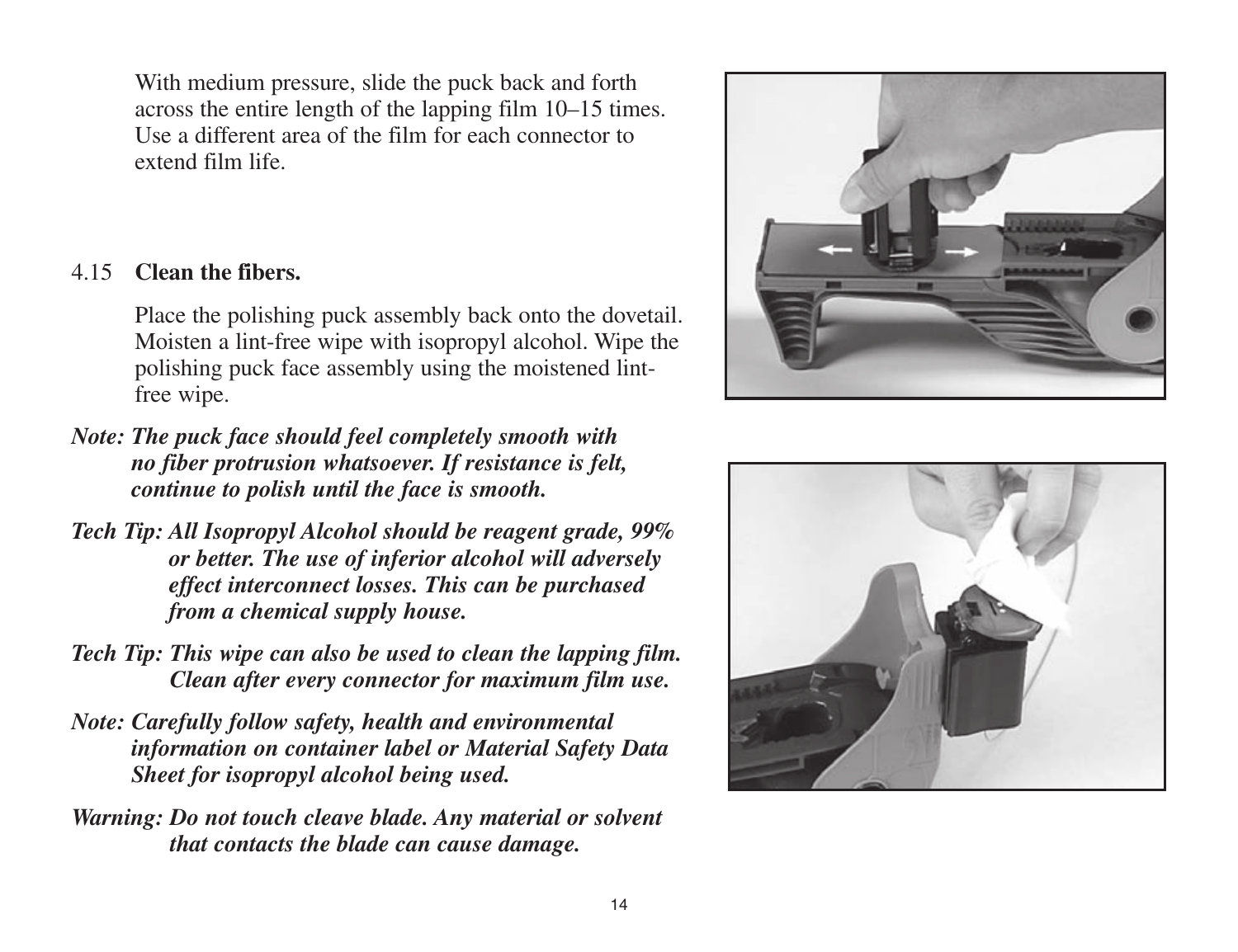With medium pressure, slide the puck back and forth across the entire length of the lapping film 10–15 times. Use a different area of the film for each connector to extend film life.

4.15 **Clean the fibers.**

Place the polishing puck assembly back onto the dovetail. Moisten a lint-free wipe with isopropyl alcohol. Wipe the polishing puck face assembly using the moistened lint-free wipe.

***Note: The puck face should feel completely smooth with no fiber protrusion whatsoever. If resistance is felt, continue to polish until the face is smooth.***

***Tech Tip: All Isopropyl Alcohol should be reagent grade, 99% or better. The use of inferior alcohol will adversely effect interconnect losses. This can be purchased from a chemical supply house.***

***Tech Tip: This wipe can also be used to clean the lapping film. Clean after every connector for maximum film use.***

***Note: Carefully follow safety, health and environmental information on container label or Material Safety Data Sheet for isopropyl alcohol being used.***

***Warning: Do not touch cleave blade. Any material or solvent that contacts the blade can cause damage.***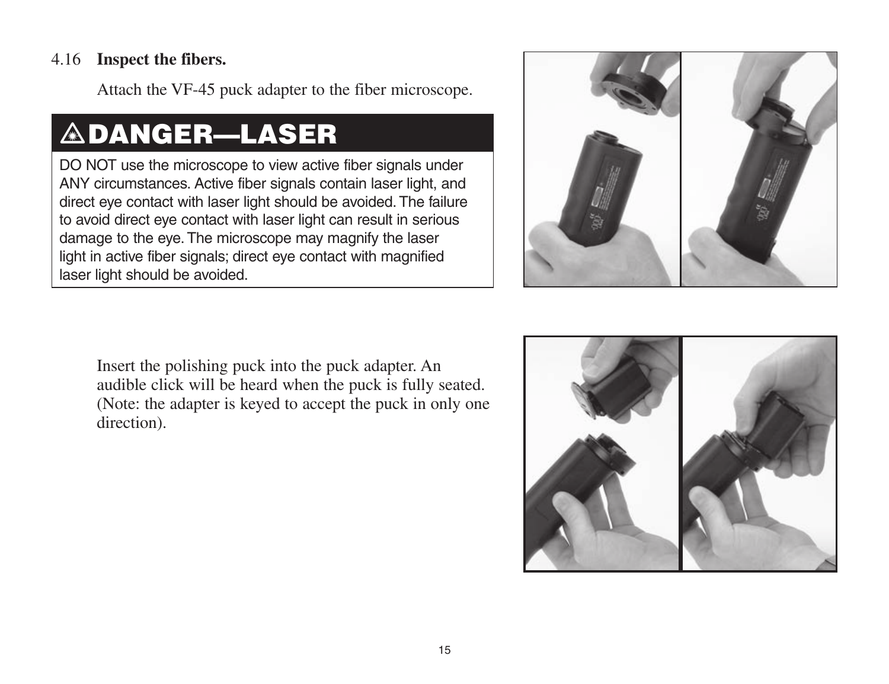4.16 **Inspect the fibers.**

Attach the VF-45 puck adapter to the fiber microscope.

## ⚠ DANGER—LASER

DO NOT use the microscope to view active fiber signals under ANY circumstances. Active fiber signals contain laser light, and direct eye contact with laser light should be avoided. The failure to avoid direct eye contact with laser light can result in serious damage to the eye. The microscope may magnify the laser light in active fiber signals; direct eye contact with magnified laser light should be avoided.

Insert the polishing puck into the puck adapter. An audible click will be heard when the puck is fully seated. (Note: the adapter is keyed to accept the puck in only one direction).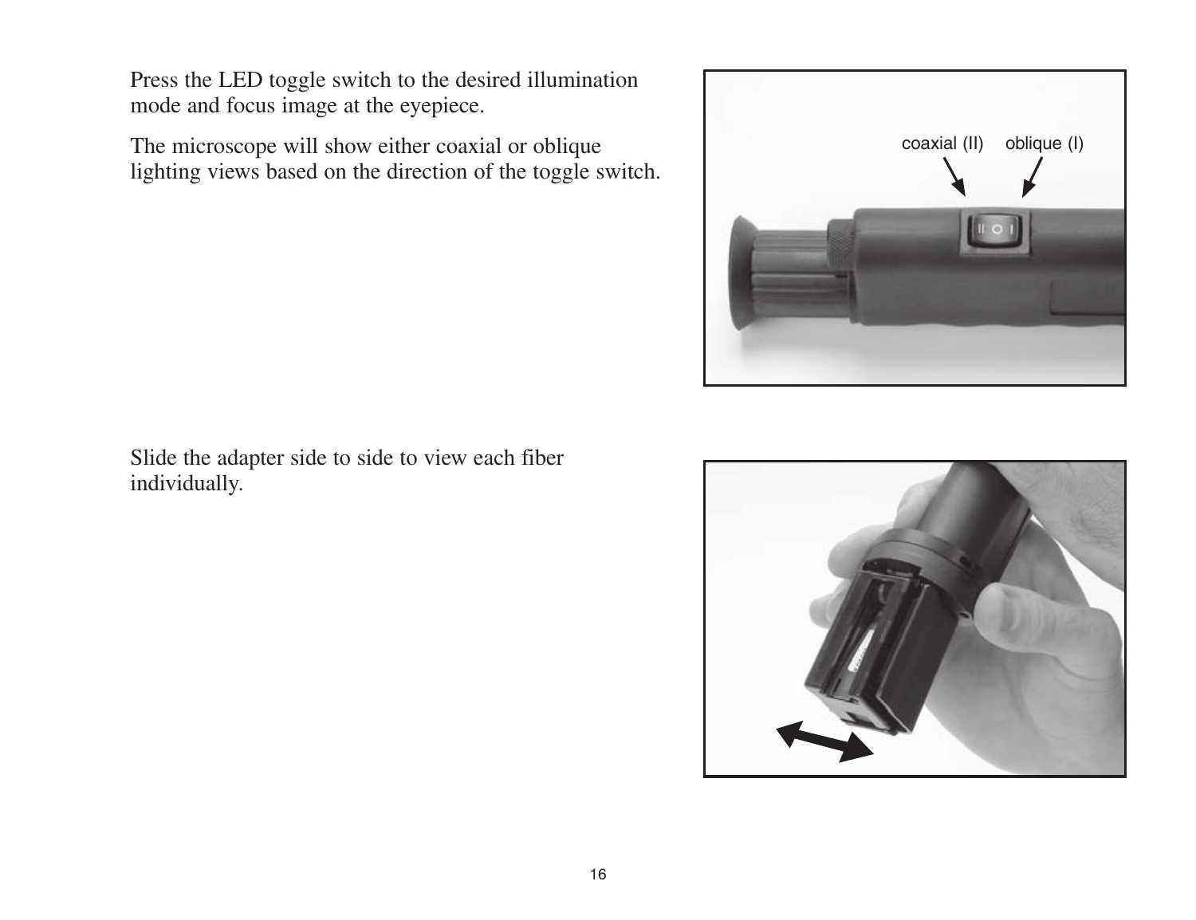Press the LED toggle switch to the desired illumination mode and focus image at the eyepiece.

The microscope will show either coaxial or oblique lighting views based on the direction of the toggle switch.

Slide the adapter side to side to view each fiber individually.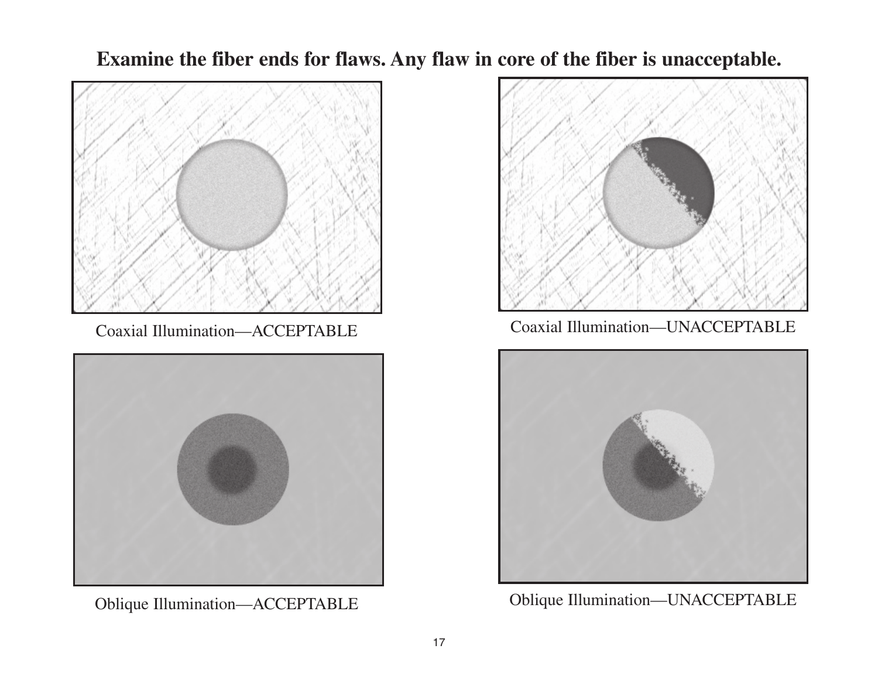**Examine the fiber ends for flaws. Any flaw in core of the fiber is unacceptable.**

Coaxial Illumination—ACCEPTABLE

Coaxial Illumination—UNACCEPTABLE

Oblique Illumination—ACCEPTABLE

Oblique Illumination—UNACCEPTABLE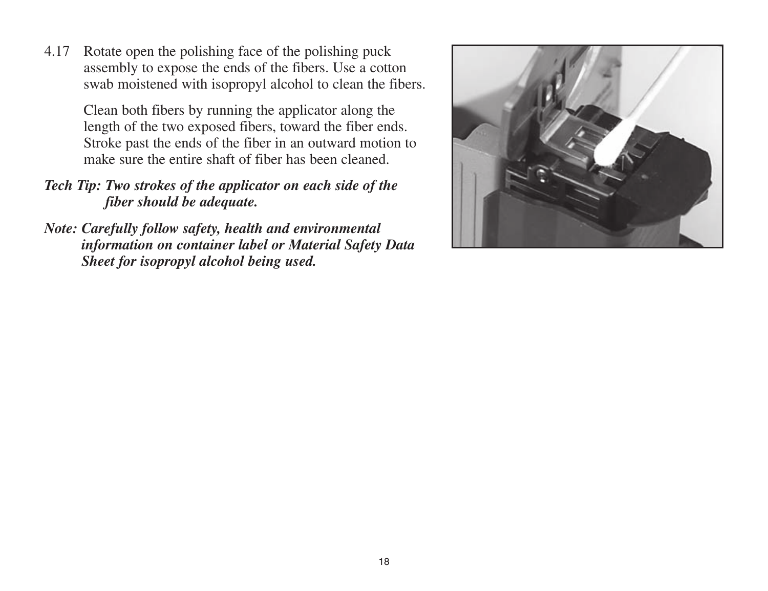4.17 Rotate open the polishing face of the polishing puck assembly to expose the ends of the fibers. Use a cotton swab moistened with isopropyl alcohol to clean the fibers.

Clean both fibers by running the applicator along the length of the two exposed fibers, toward the fiber ends. Stroke past the ends of the fiber in an outward motion to make sure the entire shaft of fiber has been cleaned.

***Tech Tip: Two strokes of the applicator on each side of the fiber should be adequate.***

***Note: Carefully follow safety, health and environmental information on container label or Material Safety Data Sheet for isopropyl alcohol being used.***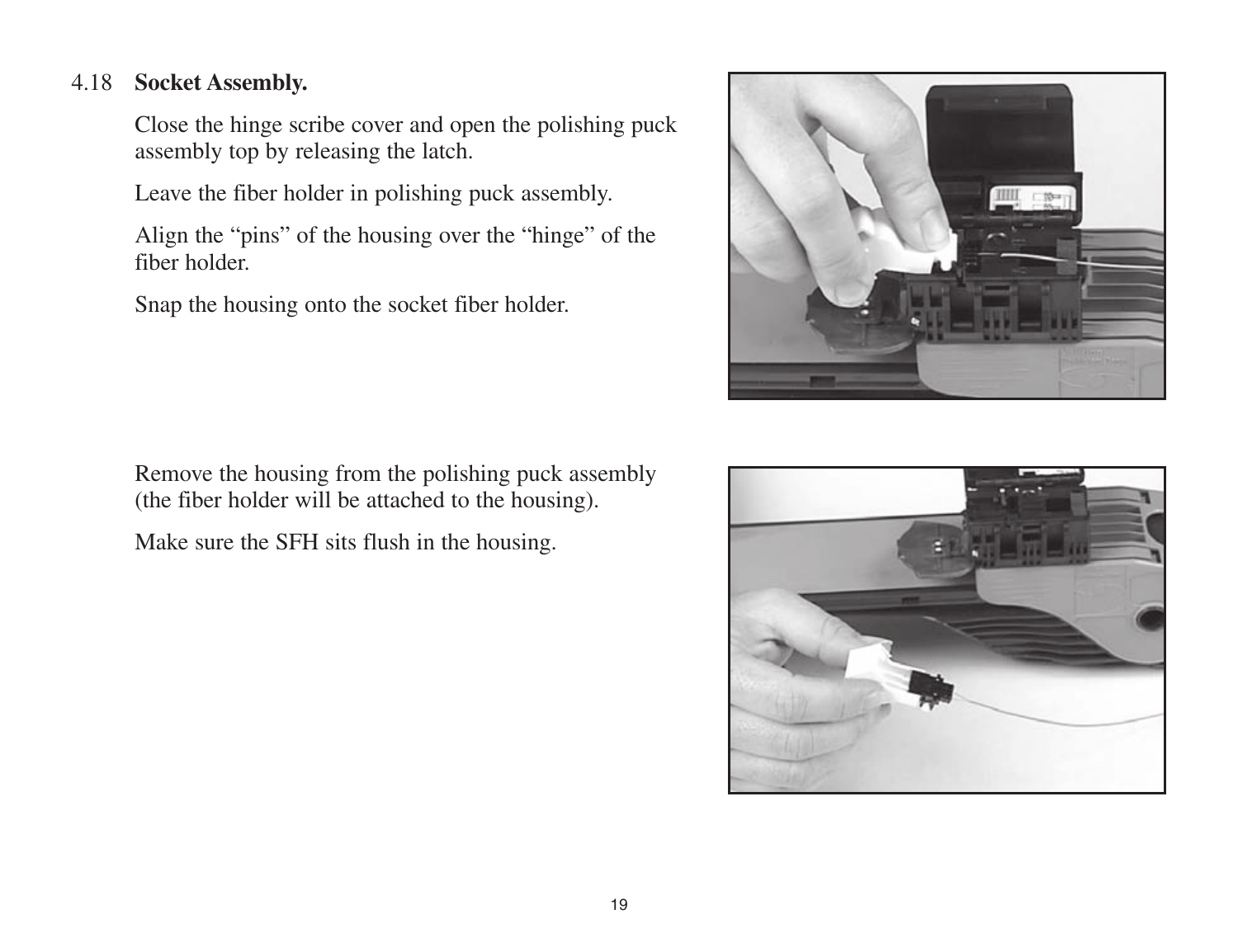### 4.18 Socket Assembly.

Close the hinge scribe cover and open the polishing puck assembly top by releasing the latch.

Leave the fiber holder in polishing puck assembly.

Align the “pins” of the housing over the “hinge” of the fiber holder.

Snap the housing onto the socket fiber holder.

Remove the housing from the polishing puck assembly (the fiber holder will be attached to the housing).

Make sure the SFH sits flush in the housing.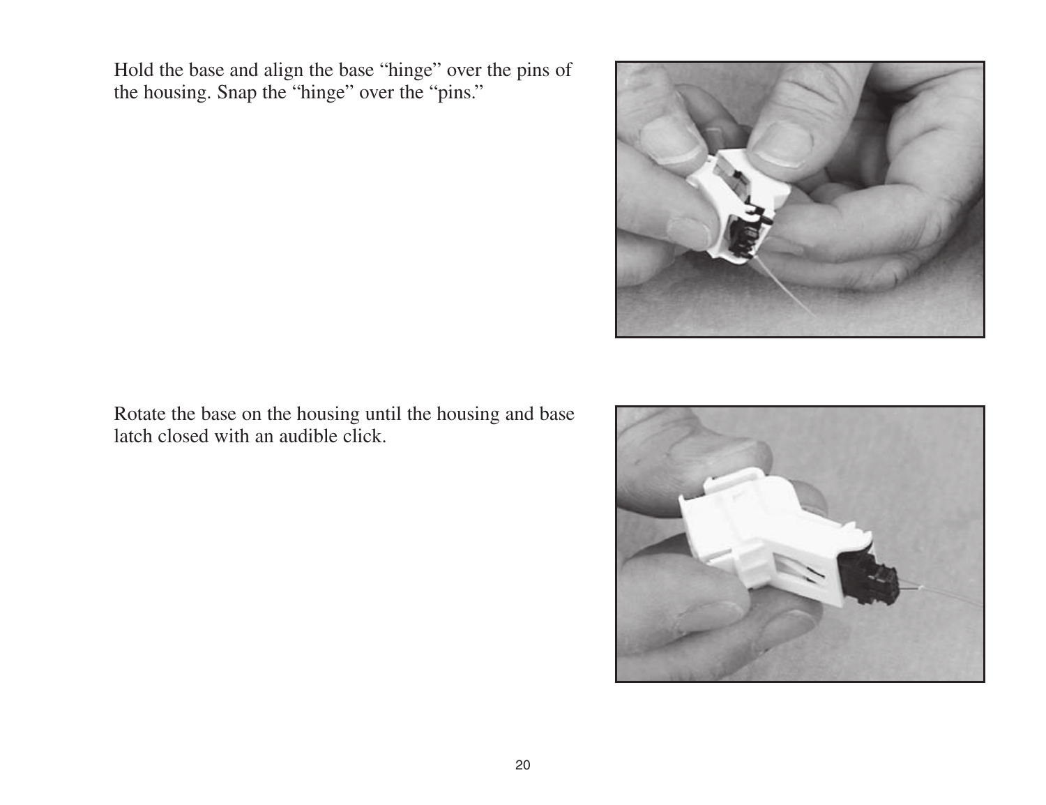Hold the base and align the base “hinge” over the pins of the housing. Snap the “hinge” over the “pins.”

Rotate the base on the housing until the housing and base latch closed with an audible click.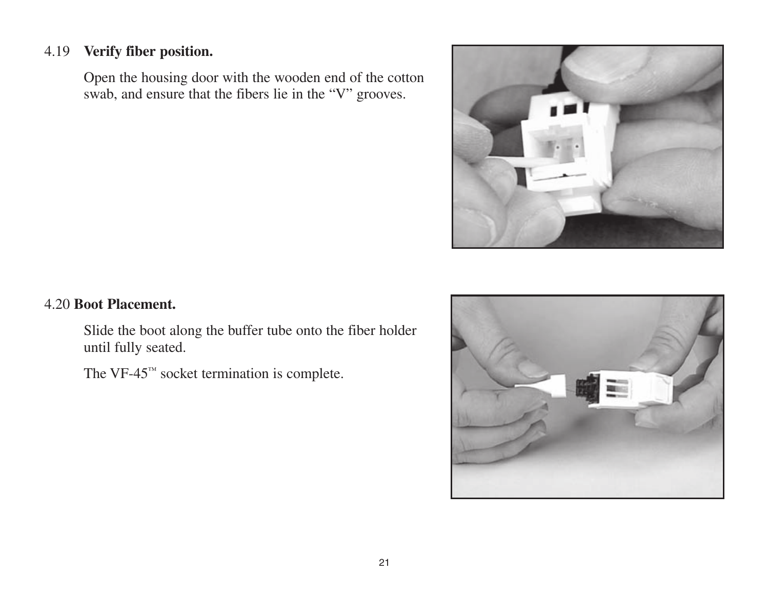4.19 **Verify fiber position.**

Open the housing door with the wooden end of the cotton swab, and ensure that the fibers lie in the "V" grooves.

4.20 **Boot Placement.**

Slide the boot along the buffer tube onto the fiber holder until fully seated.

The VF-45™ socket termination is complete.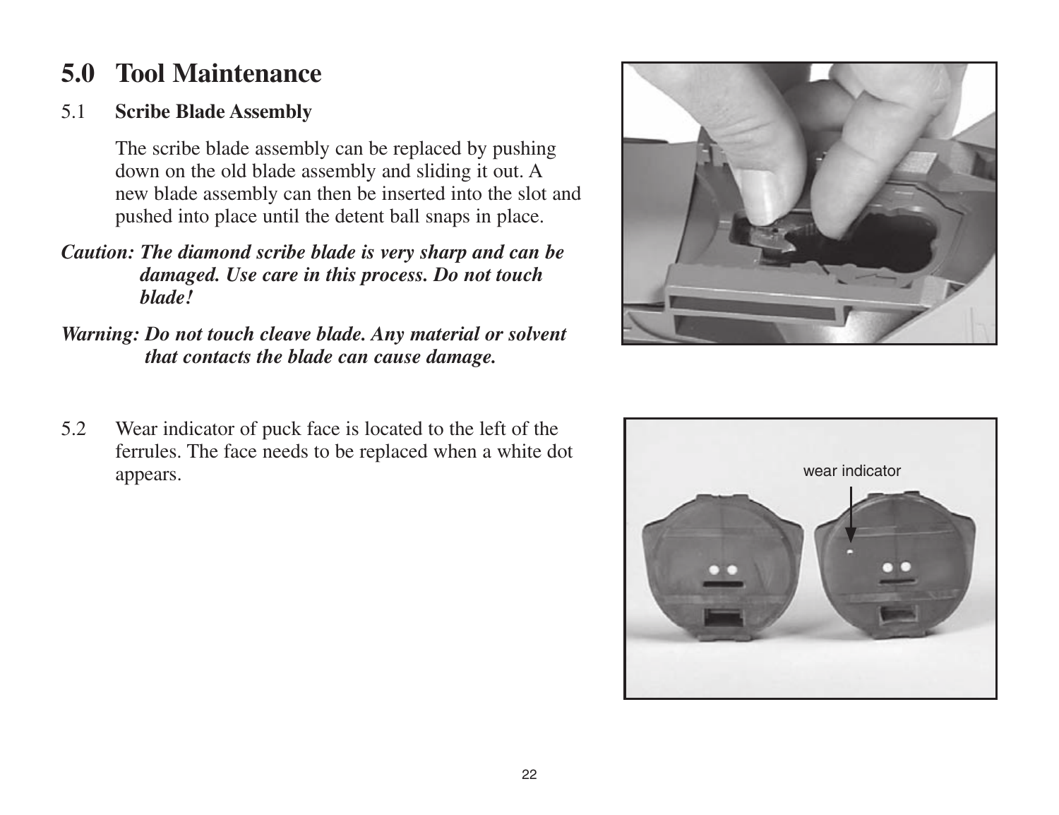# 5.0 Tool Maintenance

5.1 **Scribe Blade Assembly**

The scribe blade assembly can be replaced by pushing down on the old blade assembly and sliding it out. A new blade assembly can then be inserted into the slot and pushed into place until the detent ball snaps in place.

***Caution: The diamond scribe blade is very sharp and can be damaged. Use care in this process. Do not touch blade!***

***Warning: Do not touch cleave blade. Any material or solvent that contacts the blade can cause damage.***

5.2 Wear indicator of puck face is located to the left of the ferrules. The face needs to be replaced when a white dot appears.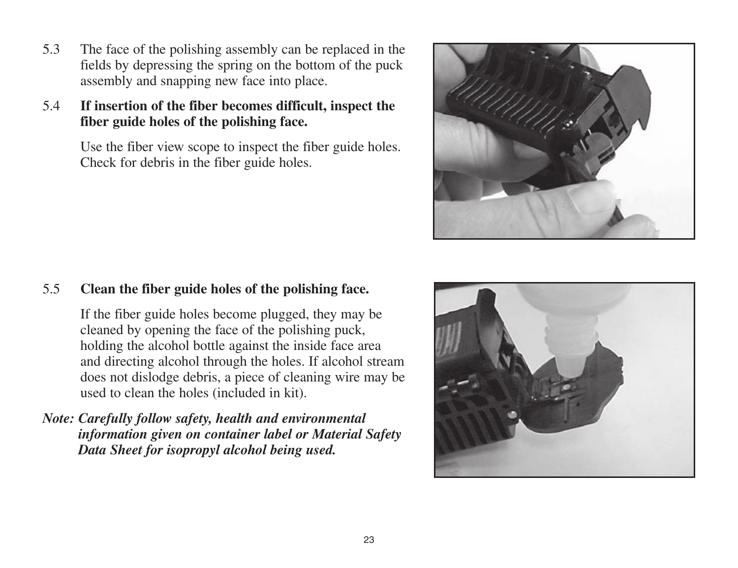5.3 The face of the polishing assembly can be replaced in the fields by depressing the spring on the bottom of the puck assembly and snapping new face into place.

5.4 **If insertion of the fiber becomes difficult, inspect the fiber guide holes of the polishing face.**

Use the fiber view scope to inspect the fiber guide holes. Check for debris in the fiber guide holes.

5.5 **Clean the fiber guide holes of the polishing face.**

If the fiber guide holes become plugged, they may be cleaned by opening the face of the polishing puck, holding the alcohol bottle against the inside face area and directing alcohol through the holes. If alcohol stream does not dislodge debris, a piece of cleaning wire may be used to clean the holes (included in kit).

***Note: Carefully follow safety, health and environmental information given on container label or Material Safety Data Sheet for isopropyl alcohol being used.***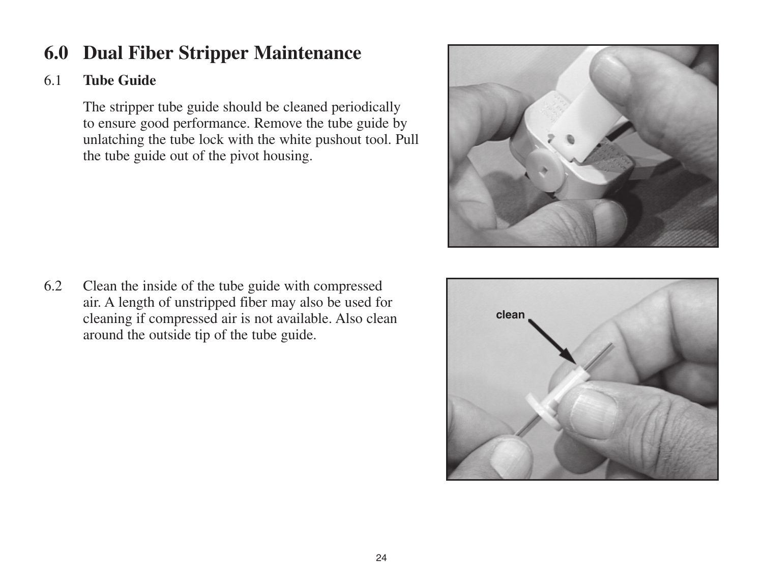# 6.0 Dual Fiber Stripper Maintenance

## 6.1 Tube Guide

The stripper tube guide should be cleaned periodically to ensure good performance. Remove the tube guide by unlatching the tube lock with the white pushout tool. Pull the tube guide out of the pivot housing.

6.2 Clean the inside of the tube guide with compressed air. A length of unstripped fiber may also be used for cleaning if compressed air is not available. Also clean around the outside tip of the tube guide.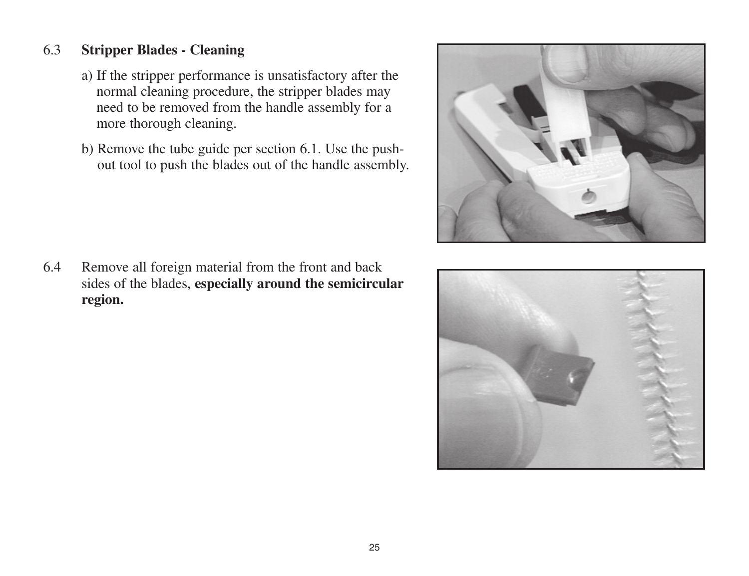## 6.3 Stripper Blades - Cleaning

a) If the stripper performance is unsatisfactory after the normal cleaning procedure, the stripper blades may need to be removed from the handle assembly for a more thorough cleaning.

b) Remove the tube guide per section 6.1. Use the push-out tool to push the blades out of the handle assembly.

6.4 Remove all foreign material from the front and back sides of the blades, **especially around the semicircular region.**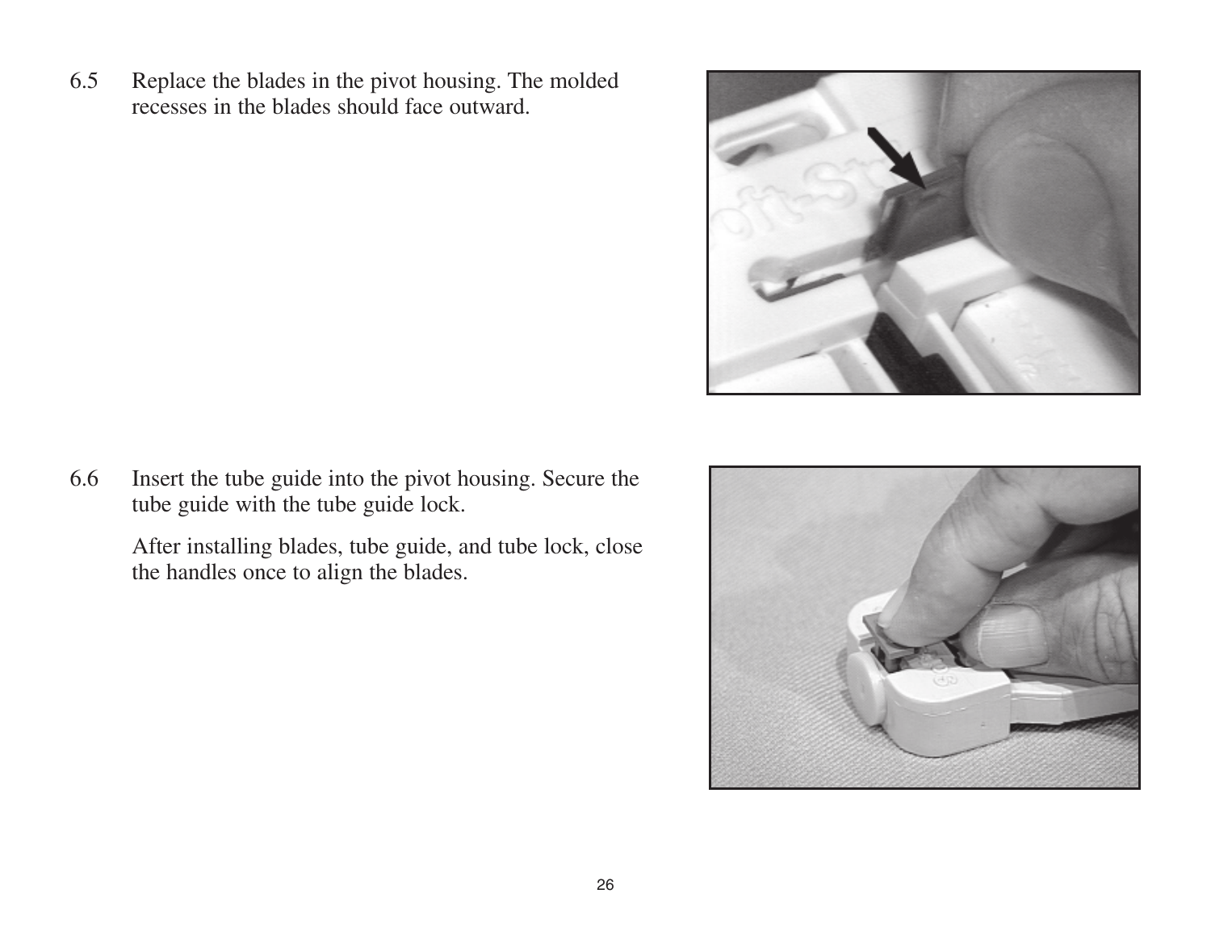6.5 Replace the blades in the pivot housing. The molded recesses in the blades should face outward.

6.6 Insert the tube guide into the pivot housing. Secure the tube guide with the tube guide lock.

After installing blades, tube guide, and tube lock, close the handles once to align the blades.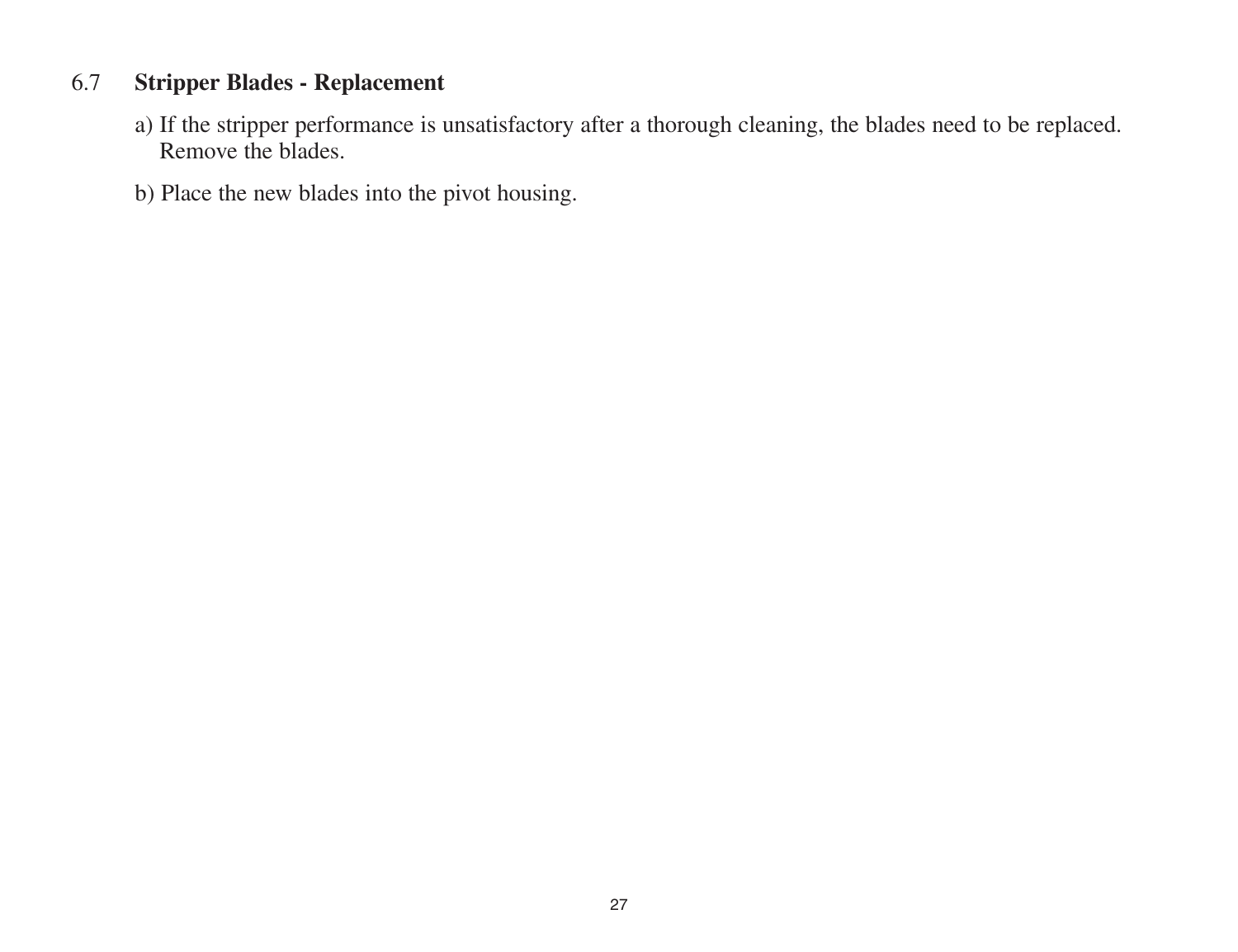## 6.7 Stripper Blades - Replacement

a) If the stripper performance is unsatisfactory after a thorough cleaning, the blades need to be replaced. Remove the blades.

b) Place the new blades into the pivot housing.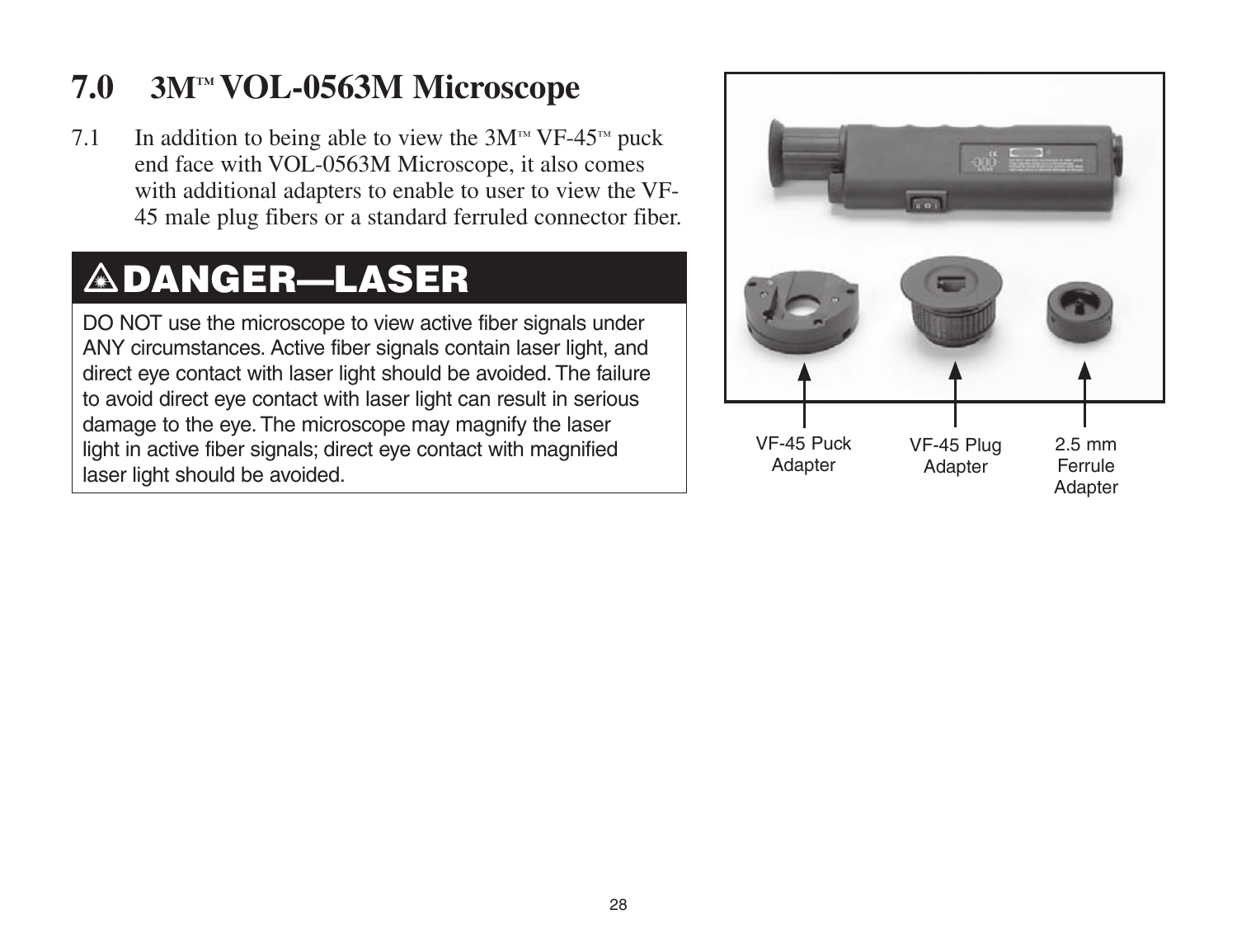# 7.0 3M™ VOL-0563M Microscope

7.1 In addition to being able to view the 3M™ VF-45™ puck end face with VOL-0563M Microscope, it also comes with additional adapters to enable to user to view the VF-45 male plug fibers or a standard ferruled connector fiber.

## ⚠ DANGER—LASER

DO NOT use the microscope to view active fiber signals under ANY circumstances. Active fiber signals contain laser light, and direct eye contact with laser light should be avoided. The failure to avoid direct eye contact with laser light can result in serious damage to the eye. The microscope may magnify the laser light in active fiber signals; direct eye contact with magnified laser light should be avoided.

VF-45 Puck Adapter

VF-45 Plug Adapter

2.5 mm Ferrule Adapter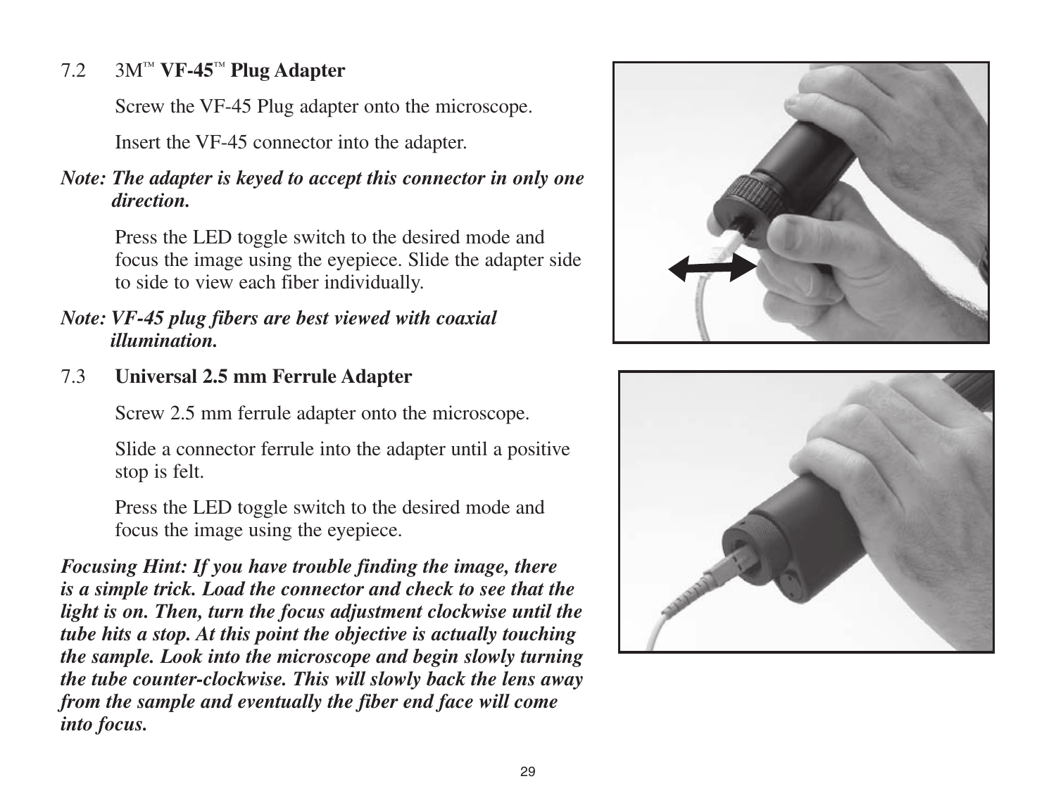## 7.2 3M™ **VF-45™ Plug Adapter**

Screw the VF-45 Plug adapter onto the microscope.

Insert the VF-45 connector into the adapter.

***Note: The adapter is keyed to accept this connector in only one direction.***

Press the LED toggle switch to the desired mode and focus the image using the eyepiece. Slide the adapter side to side to view each fiber individually.

***Note: VF-45 plug fibers are best viewed with coaxial illumination.***

## 7.3 **Universal 2.5 mm Ferrule Adapter**

Screw 2.5 mm ferrule adapter onto the microscope.

Slide a connector ferrule into the adapter until a positive stop is felt.

Press the LED toggle switch to the desired mode and focus the image using the eyepiece.

***Focusing Hint: If you have trouble finding the image, there is a simple trick. Load the connector and check to see that the light is on. Then, turn the focus adjustment clockwise until the tube hits a stop. At this point the objective is actually touching the sample. Look into the microscope and begin slowly turning the tube counter-clockwise. This will slowly back the lens away from the sample and eventually the fiber end face will come into focus.***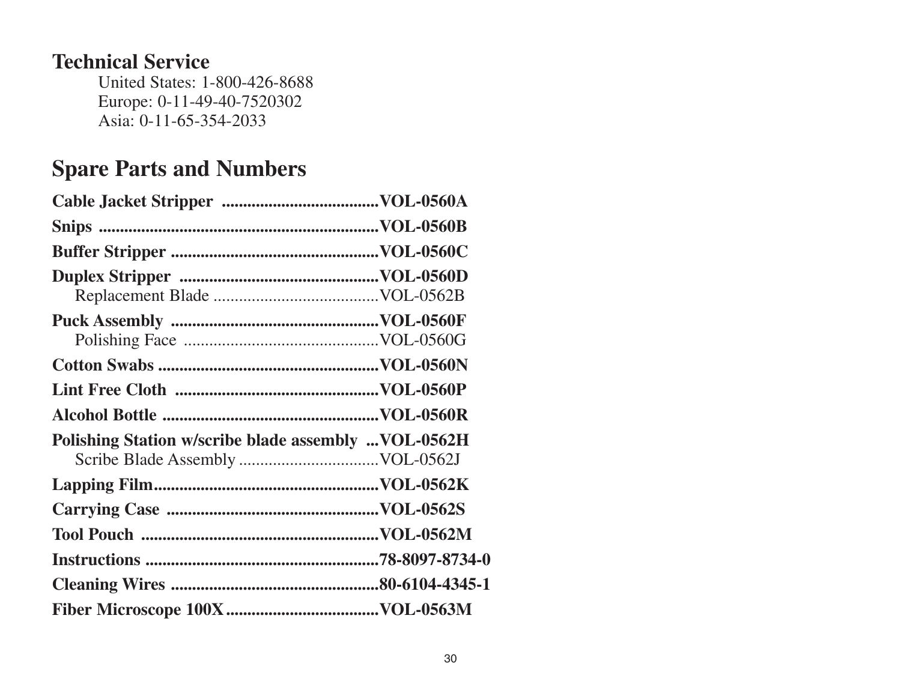## Technical Service

United States: 1-800-426-8688
Europe: 0-11-49-40-7520302
Asia: 0-11-65-354-2033

## Spare Parts and Numbers

**Cable Jacket Stripper ....................................VOL-0560A**

**Snips ................................................................VOL-0560B**

**Buffer Stripper ................................................VOL-0560C**

**Duplex Stripper ..............................................VOL-0560D**
Replacement Blade ......................................VOL-0562B

**Puck Assembly ................................................VOL-0560F**
Polishing Face .............................................VOL-0560G

**Cotton Swabs ...................................................VOL-0560N**

**Lint Free Cloth ................................................VOL-0560P**

**Alcohol Bottle ..................................................VOL-0560R**

**Polishing Station w/scribe blade assembly ...VOL-0562H**
Scribe Blade Assembly ................................VOL-0562J

**Lapping Film....................................................VOL-0562K**

**Carrying Case .................................................VOL-0562S**

**Tool Pouch .......................................................VOL-0562M**

**Instructions .......................................................78-8097-8734-0**

**Cleaning Wires ................................................80-6104-4345-1**

**Fiber Microscope 100X...................................VOL-0563M**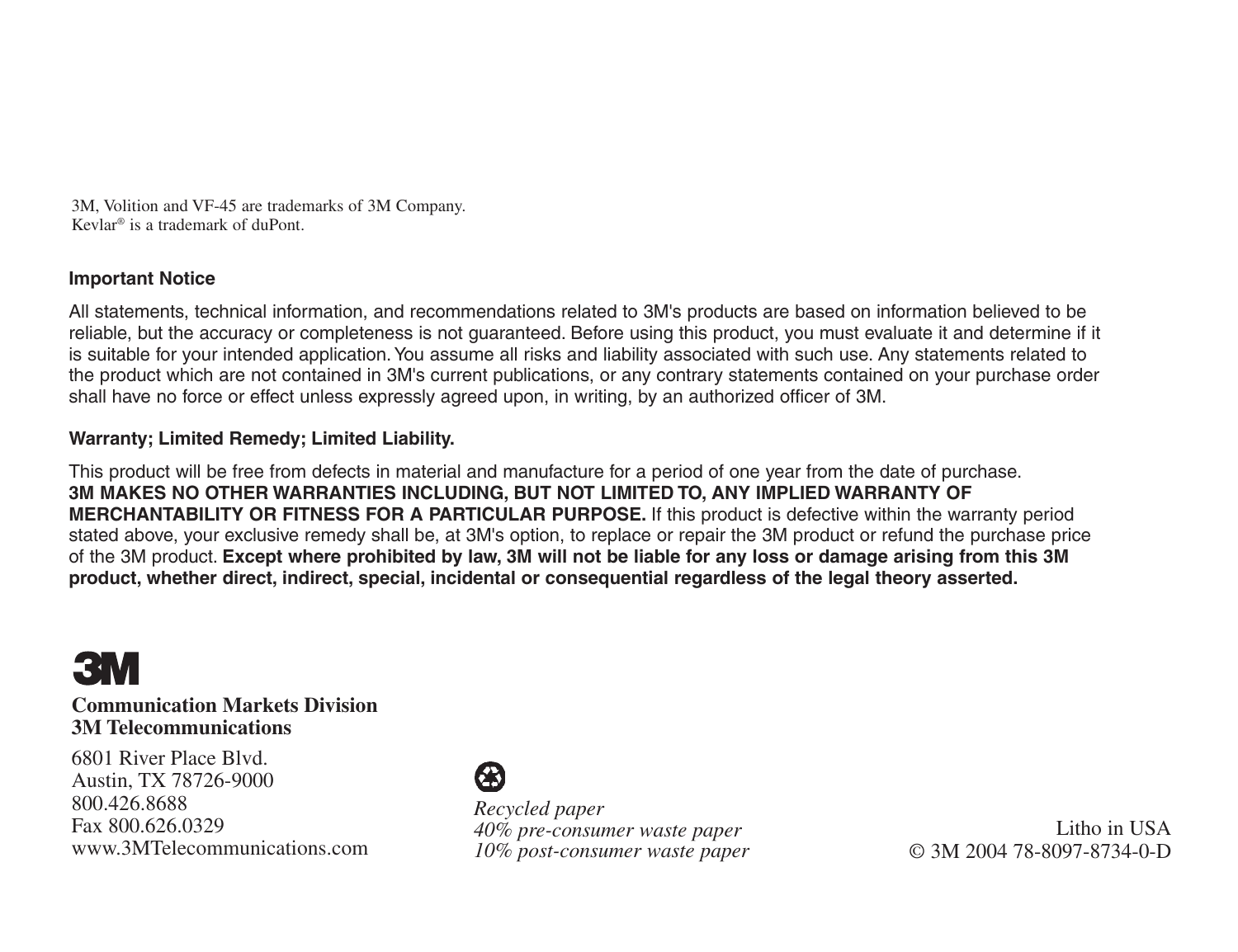3M, Volition and VF-45 are trademarks of 3M Company.
Kevlar® is a trademark of duPont.

**Important Notice**

All statements, technical information, and recommendations related to 3M's products are based on information believed to be reliable, but the accuracy or completeness is not guaranteed. Before using this product, you must evaluate it and determine if it is suitable for your intended application. You assume all risks and liability associated with such use. Any statements related to the product which are not contained in 3M's current publications, or any contrary statements contained on your purchase order shall have no force or effect unless expressly agreed upon, in writing, by an authorized officer of 3M.

**Warranty; Limited Remedy; Limited Liability.**

This product will be free from defects in material and manufacture for a period of one year from the date of purchase. **3M MAKES NO OTHER WARRANTIES INCLUDING, BUT NOT LIMITED TO, ANY IMPLIED WARRANTY OF MERCHANTABILITY OR FITNESS FOR A PARTICULAR PURPOSE.** If this product is defective within the warranty period stated above, your exclusive remedy shall be, at 3M's option, to replace or repair the 3M product or refund the purchase price of the 3M product. **Except where prohibited by law, 3M will not be liable for any loss or damage arising from this 3M product, whether direct, indirect, special, incidental or consequential regardless of the legal theory asserted.**

**3M**

**Communication Markets Division**
**3M Telecommunications**

6801 River Place Blvd.
Austin, TX 78726-9000
800.426.8688
Fax 800.626.0329
www.3MTelecommunications.com

*Recycled paper*
*40% pre-consumer waste paper*
*10% post-consumer waste paper*

Litho in USA
© 3M 2004 78-8097-8734-0-D